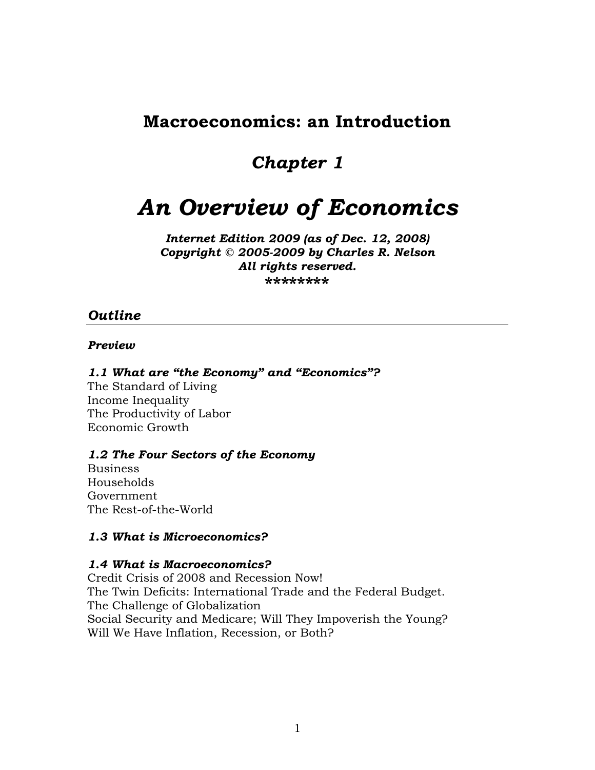# Macroeconomics: an Introduction

## *Chapter 1*

# *An Overview of Economics*

***Internet Edition 2009 (as of Dec. 12, 2008)***
***Copyright © 2005-2009 by Charles R. Nelson***
***All rights reserved.***
*********

## *Outline*

***Preview***

***1.1 What are "the Economy" and "Economics"?***
The Standard of Living
Income Inequality
The Productivity of Labor
Economic Growth

***1.2 The Four Sectors of the Economy***
Business
Households
Government
The Rest-of-the-World

***1.3 What is Microeconomics?***

***1.4 What is Macroeconomics?***
Credit Crisis of 2008 and Recession Now!
The Twin Deficits: International Trade and the Federal Budget.
The Challenge of Globalization
Social Security and Medicare; Will They Impoverish the Young?
Will We Have Inflation, Recession, or Both?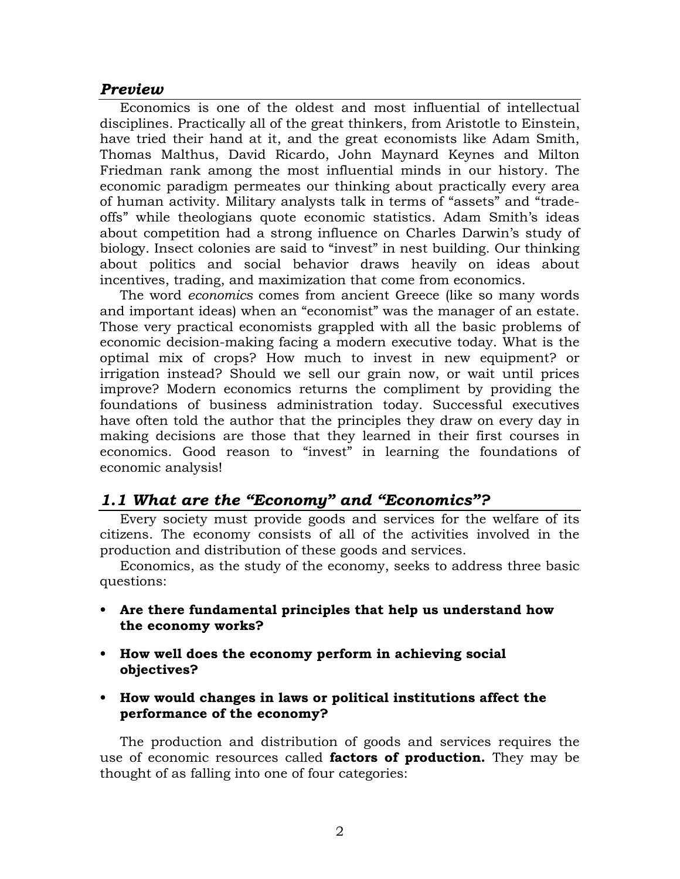## *Preview*

Economics is one of the oldest and most influential of intellectual disciplines. Practically all of the great thinkers, from Aristotle to Einstein, have tried their hand at it, and the great economists like Adam Smith, Thomas Malthus, David Ricardo, John Maynard Keynes and Milton Friedman rank among the most influential minds in our history. The economic paradigm permeates our thinking about practically every area of human activity. Military analysts talk in terms of "assets" and "trade-offs" while theologians quote economic statistics. Adam Smith's ideas about competition had a strong influence on Charles Darwin's study of biology. Insect colonies are said to "invest" in nest building. Our thinking about politics and social behavior draws heavily on ideas about incentives, trading, and maximization that come from economics.

The word *economics* comes from ancient Greece (like so many words and important ideas) when an "economist" was the manager of an estate. Those very practical economists grappled with all the basic problems of economic decision-making facing a modern executive today. What is the optimal mix of crops? How much to invest in new equipment? or irrigation instead? Should we sell our grain now, or wait until prices improve? Modern economics returns the compliment by providing the foundations of business administration today. Successful executives have often told the author that the principles they draw on every day in making decisions are those that they learned in their first courses in economics. Good reason to "invest" in learning the foundations of economic analysis!

## *1.1 What are the "Economy" and "Economics"?*

Every society must provide goods and services for the welfare of its citizens. The economy consists of all of the activities involved in the production and distribution of these goods and services.

Economics, as the study of the economy, seeks to address three basic questions:

- **Are there fundamental principles that help us understand how the economy works?**
- **How well does the economy perform in achieving social objectives?**
- **How would changes in laws or political institutions affect the performance of the economy?**

The production and distribution of goods and services requires the use of economic resources called **factors of production.** They may be thought of as falling into one of four categories: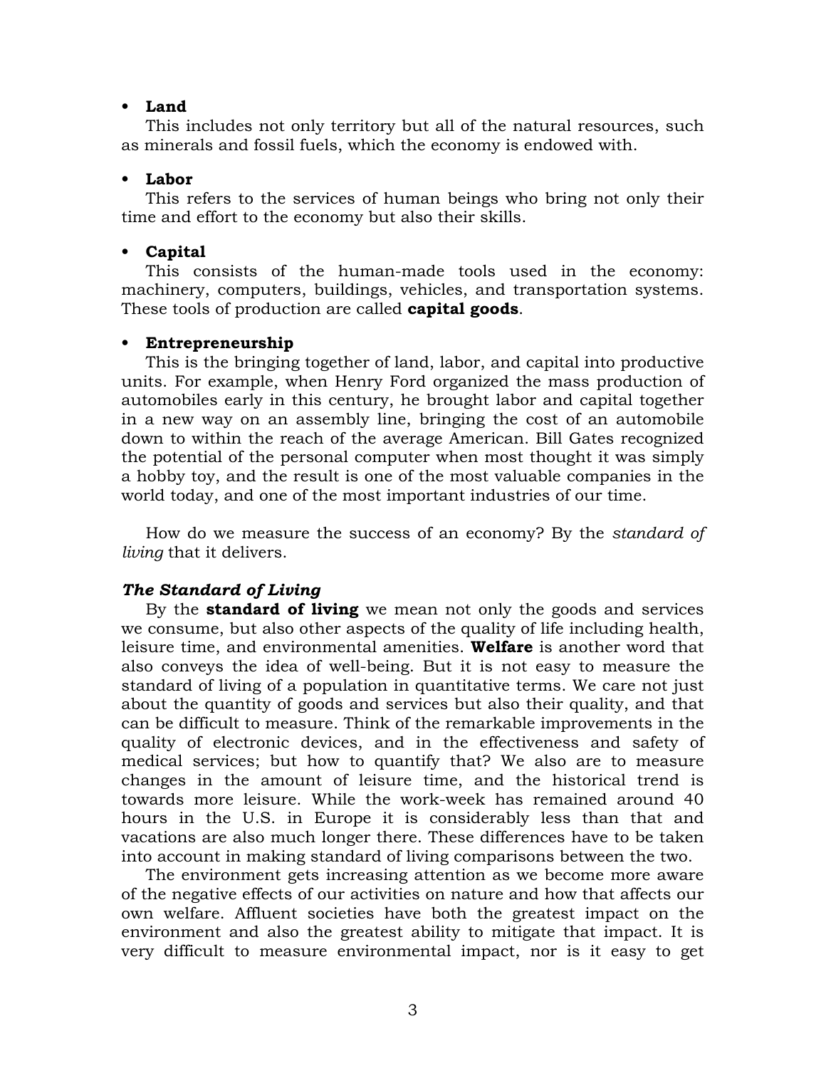- **Land**

  This includes not only territory but all of the natural resources, such as minerals and fossil fuels, which the economy is endowed with.

- **Labor**

  This refers to the services of human beings who bring not only their time and effort to the economy but also their skills.

- **Capital**

  This consists of the human-made tools used in the economy: machinery, computers, buildings, vehicles, and transportation systems. These tools of production are called **capital goods**.

- **Entrepreneurship**

  This is the bringing together of land, labor, and capital into productive units. For example, when Henry Ford organized the mass production of automobiles early in this century, he brought labor and capital together in a new way on an assembly line, bringing the cost of an automobile down to within the reach of the average American. Bill Gates recognized the potential of the personal computer when most thought it was simply a hobby toy, and the result is one of the most valuable companies in the world today, and one of the most important industries of our time.

How do we measure the success of an economy? By the *standard of living* that it delivers.

### *The Standard of Living*

By the **standard of living** we mean not only the goods and services we consume, but also other aspects of the quality of life including health, leisure time, and environmental amenities. **Welfare** is another word that also conveys the idea of well-being. But it is not easy to measure the standard of living of a population in quantitative terms. We care not just about the quantity of goods and services but also their quality, and that can be difficult to measure. Think of the remarkable improvements in the quality of electronic devices, and in the effectiveness and safety of medical services; but how to quantify that? We also are to measure changes in the amount of leisure time, and the historical trend is towards more leisure. While the work-week has remained around 40 hours in the U.S. in Europe it is considerably less than that and vacations are also much longer there. These differences have to be taken into account in making standard of living comparisons between the two.

The environment gets increasing attention as we become more aware of the negative effects of our activities on nature and how that affects our own welfare. Affluent societies have both the greatest impact on the environment and also the greatest ability to mitigate that impact. It is very difficult to measure environmental impact, nor is it easy to get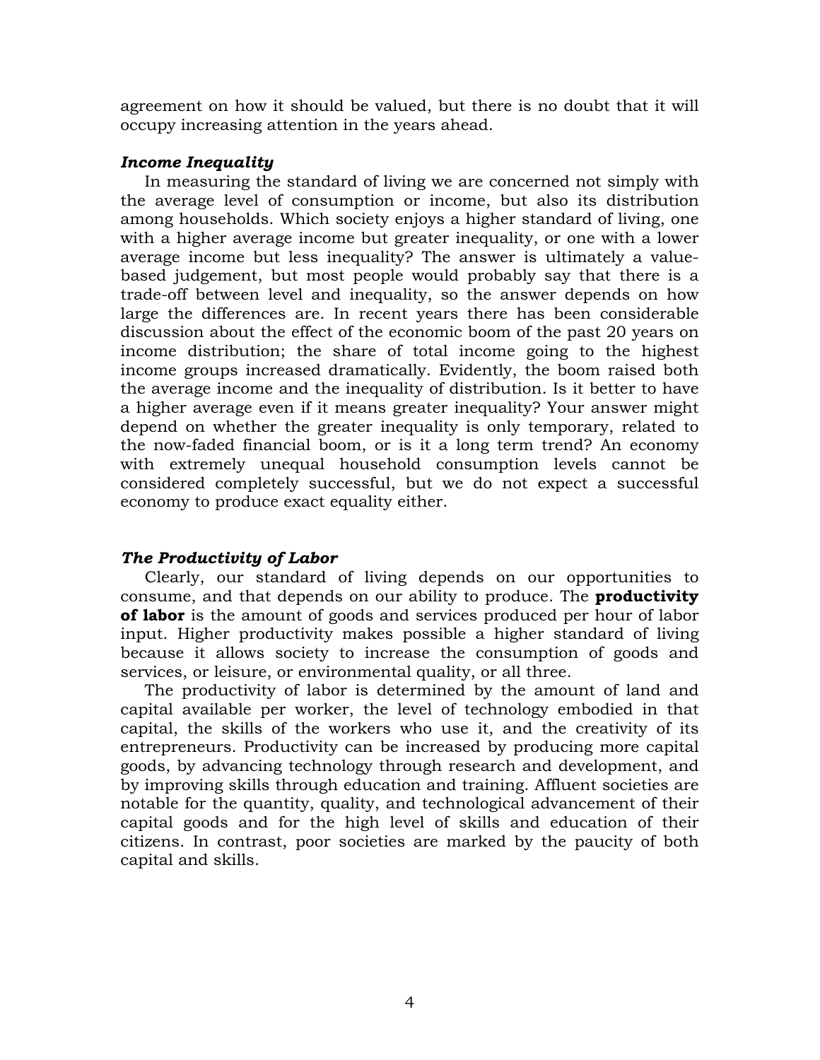agreement on how it should be valued, but there is no doubt that it will occupy increasing attention in the years ahead.

### *Income Inequality*

In measuring the standard of living we are concerned not simply with the average level of consumption or income, but also its distribution among households. Which society enjoys a higher standard of living, one with a higher average income but greater inequality, or one with a lower average income but less inequality? The answer is ultimately a value-based judgement, but most people would probably say that there is a trade-off between level and inequality, so the answer depends on how large the differences are. In recent years there has been considerable discussion about the effect of the economic boom of the past 20 years on income distribution; the share of total income going to the highest income groups increased dramatically. Evidently, the boom raised both the average income and the inequality of distribution. Is it better to have a higher average even if it means greater inequality? Your answer might depend on whether the greater inequality is only temporary, related to the now-faded financial boom, or is it a long term trend? An economy with extremely unequal household consumption levels cannot be considered completely successful, but we do not expect a successful economy to produce exact equality either.

### *The Productivity of Labor*

Clearly, our standard of living depends on our opportunities to consume, and that depends on our ability to produce. The **productivity of labor** is the amount of goods and services produced per hour of labor input. Higher productivity makes possible a higher standard of living because it allows society to increase the consumption of goods and services, or leisure, or environmental quality, or all three.

The productivity of labor is determined by the amount of land and capital available per worker, the level of technology embodied in that capital, the skills of the workers who use it, and the creativity of its entrepreneurs. Productivity can be increased by producing more capital goods, by advancing technology through research and development, and by improving skills through education and training. Affluent societies are notable for the quantity, quality, and technological advancement of their capital goods and for the high level of skills and education of their citizens. In contrast, poor societies are marked by the paucity of both capital and skills.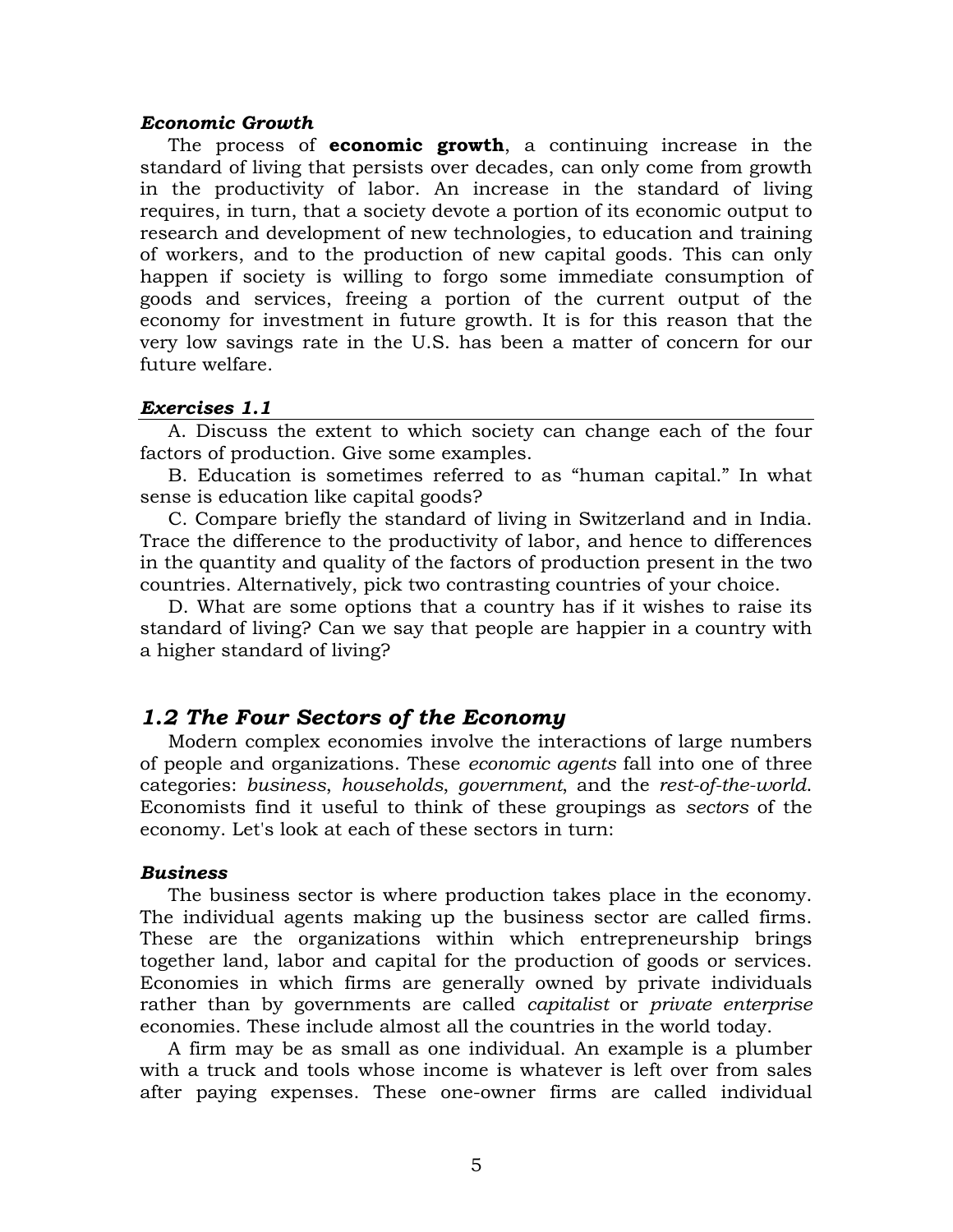### *Economic Growth*

The process of **economic growth**, a continuing increase in the standard of living that persists over decades, can only come from growth in the productivity of labor. An increase in the standard of living requires, in turn, that a society devote a portion of its economic output to research and development of new technologies, to education and training of workers, and to the production of new capital goods. This can only happen if society is willing to forgo some immediate consumption of goods and services, freeing a portion of the current output of the economy for investment in future growth. It is for this reason that the very low savings rate in the U.S. has been a matter of concern for our future welfare.

### *Exercises 1.1*

A. Discuss the extent to which society can change each of the four factors of production. Give some examples.

B. Education is sometimes referred to as "human capital." In what sense is education like capital goods?

C. Compare briefly the standard of living in Switzerland and in India. Trace the difference to the productivity of labor, and hence to differences in the quantity and quality of the factors of production present in the two countries. Alternatively, pick two contrasting countries of your choice.

D. What are some options that a country has if it wishes to raise its standard of living? Can we say that people are happier in a country with a higher standard of living?

## *1.2 The Four Sectors of the Economy*

Modern complex economies involve the interactions of large numbers of people and organizations. These *economic agents* fall into one of three categories: *business*, *households*, *government*, and the *rest-of-the-world*. Economists find it useful to think of these groupings as *sectors* of the economy. Let's look at each of these sectors in turn:

### *Business*

The business sector is where production takes place in the economy. The individual agents making up the business sector are called firms. These are the organizations within which entrepreneurship brings together land, labor and capital for the production of goods or services. Economies in which firms are generally owned by private individuals rather than by governments are called *capitalist* or *private enterprise* economies. These include almost all the countries in the world today.

A firm may be as small as one individual. An example is a plumber with a truck and tools whose income is whatever is left over from sales after paying expenses. These one-owner firms are called individual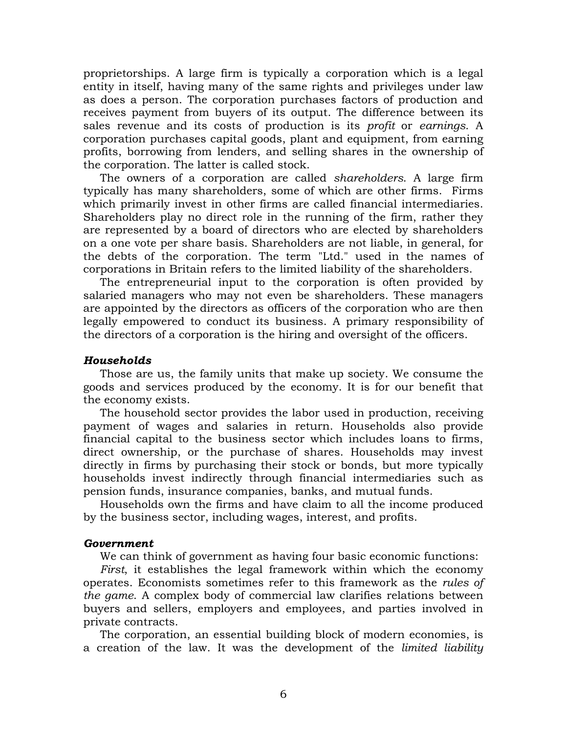proprietorships. A large firm is typically a corporation which is a legal entity in itself, having many of the same rights and privileges under law as does a person. The corporation purchases factors of production and receives payment from buyers of its output. The difference between its sales revenue and its costs of production is its *profit* or *earnings*. A corporation purchases capital goods, plant and equipment, from earning profits, borrowing from lenders, and selling shares in the ownership of the corporation. The latter is called stock.

The owners of a corporation are called *shareholders*. A large firm typically has many shareholders, some of which are other firms. Firms which primarily invest in other firms are called financial intermediaries. Shareholders play no direct role in the running of the firm, rather they are represented by a board of directors who are elected by shareholders on a one vote per share basis. Shareholders are not liable, in general, for the debts of the corporation. The term "Ltd." used in the names of corporations in Britain refers to the limited liability of the shareholders.

The entrepreneurial input to the corporation is often provided by salaried managers who may not even be shareholders. These managers are appointed by the directors as officers of the corporation who are then legally empowered to conduct its business. A primary responsibility of the directors of a corporation is the hiring and oversight of the officers.

***Households***

Those are us, the family units that make up society. We consume the goods and services produced by the economy. It is for our benefit that the economy exists.

The household sector provides the labor used in production, receiving payment of wages and salaries in return. Households also provide financial capital to the business sector which includes loans to firms, direct ownership, or the purchase of shares. Households may invest directly in firms by purchasing their stock or bonds, but more typically households invest indirectly through financial intermediaries such as pension funds, insurance companies, banks, and mutual funds.

Households own the firms and have claim to all the income produced by the business sector, including wages, interest, and profits.

***Government***

We can think of government as having four basic economic functions:

*First*, it establishes the legal framework within which the economy operates. Economists sometimes refer to this framework as the *rules of the game*. A complex body of commercial law clarifies relations between buyers and sellers, employers and employees, and parties involved in private contracts.

The corporation, an essential building block of modern economies, is a creation of the law. It was the development of the *limited liability*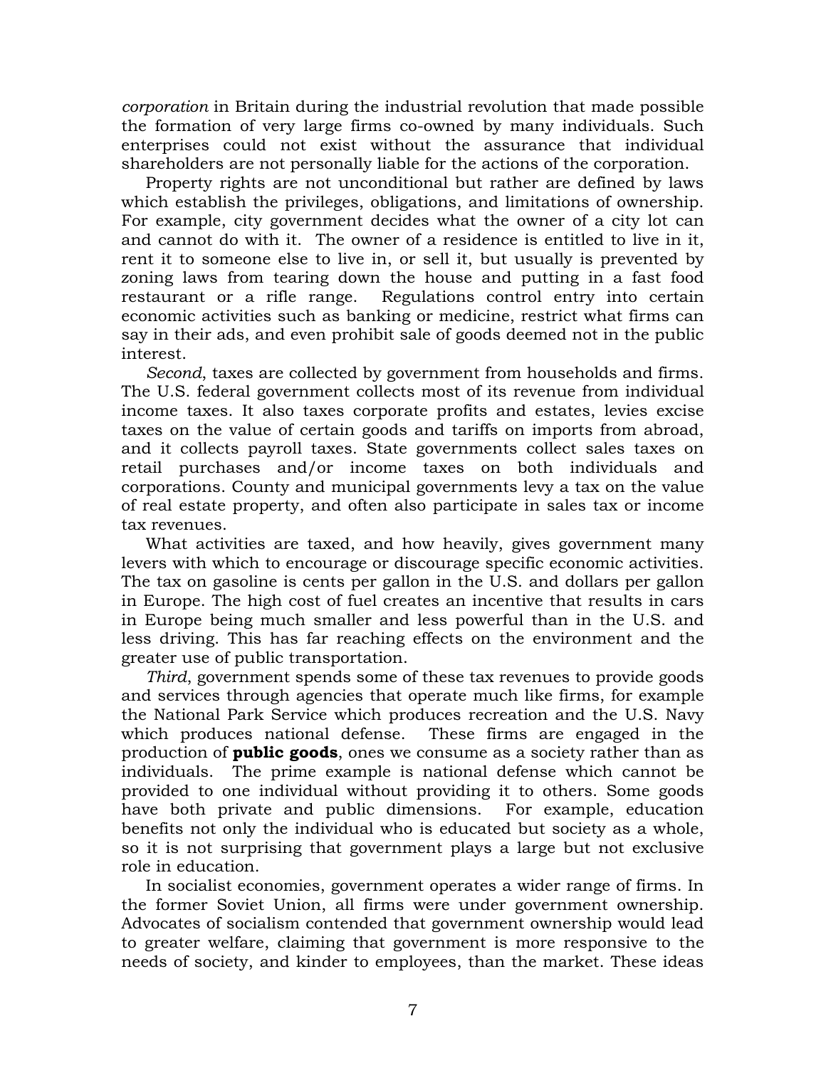*corporation* in Britain during the industrial revolution that made possible the formation of very large firms co-owned by many individuals. Such enterprises could not exist without the assurance that individual shareholders are not personally liable for the actions of the corporation.

Property rights are not unconditional but rather are defined by laws which establish the privileges, obligations, and limitations of ownership. For example, city government decides what the owner of a city lot can and cannot do with it. The owner of a residence is entitled to live in it, rent it to someone else to live in, or sell it, but usually is prevented by zoning laws from tearing down the house and putting in a fast food restaurant or a rifle range. Regulations control entry into certain economic activities such as banking or medicine, restrict what firms can say in their ads, and even prohibit sale of goods deemed not in the public interest.

*Second*, taxes are collected by government from households and firms. The U.S. federal government collects most of its revenue from individual income taxes. It also taxes corporate profits and estates, levies excise taxes on the value of certain goods and tariffs on imports from abroad, and it collects payroll taxes. State governments collect sales taxes on retail purchases and/or income taxes on both individuals and corporations. County and municipal governments levy a tax on the value of real estate property, and often also participate in sales tax or income tax revenues.

What activities are taxed, and how heavily, gives government many levers with which to encourage or discourage specific economic activities. The tax on gasoline is cents per gallon in the U.S. and dollars per gallon in Europe. The high cost of fuel creates an incentive that results in cars in Europe being much smaller and less powerful than in the U.S. and less driving. This has far reaching effects on the environment and the greater use of public transportation.

*Third*, government spends some of these tax revenues to provide goods and services through agencies that operate much like firms, for example the National Park Service which produces recreation and the U.S. Navy which produces national defense. These firms are engaged in the production of **public goods**, ones we consume as a society rather than as individuals. The prime example is national defense which cannot be provided to one individual without providing it to others. Some goods have both private and public dimensions. For example, education benefits not only the individual who is educated but society as a whole, so it is not surprising that government plays a large but not exclusive role in education.

In socialist economies, government operates a wider range of firms. In the former Soviet Union, all firms were under government ownership. Advocates of socialism contended that government ownership would lead to greater welfare, claiming that government is more responsive to the needs of society, and kinder to employees, than the market. These ideas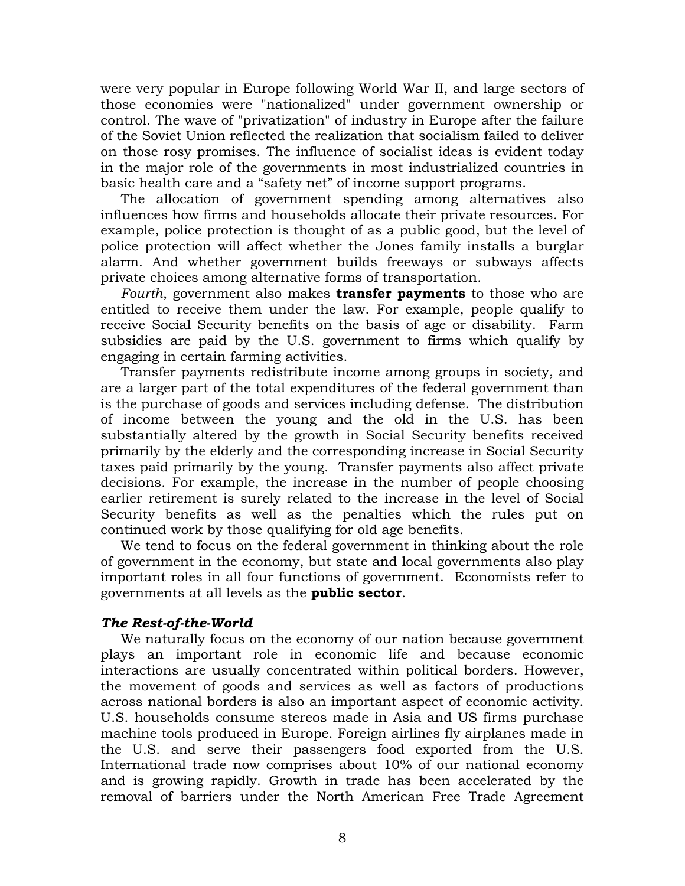were very popular in Europe following World War II, and large sectors of those economies were "nationalized" under government ownership or control. The wave of "privatization" of industry in Europe after the failure of the Soviet Union reflected the realization that socialism failed to deliver on those rosy promises. The influence of socialist ideas is evident today in the major role of the governments in most industrialized countries in basic health care and a “safety net” of income support programs.

The allocation of government spending among alternatives also influences how firms and households allocate their private resources. For example, police protection is thought of as a public good, but the level of police protection will affect whether the Jones family installs a burglar alarm. And whether government builds freeways or subways affects private choices among alternative forms of transportation.

*Fourth*, government also makes **transfer payments** to those who are entitled to receive them under the law. For example, people qualify to receive Social Security benefits on the basis of age or disability. Farm subsidies are paid by the U.S. government to firms which qualify by engaging in certain farming activities.

Transfer payments redistribute income among groups in society, and are a larger part of the total expenditures of the federal government than is the purchase of goods and services including defense. The distribution of income between the young and the old in the U.S. has been substantially altered by the growth in Social Security benefits received primarily by the elderly and the corresponding increase in Social Security taxes paid primarily by the young. Transfer payments also affect private decisions. For example, the increase in the number of people choosing earlier retirement is surely related to the increase in the level of Social Security benefits as well as the penalties which the rules put on continued work by those qualifying for old age benefits.

We tend to focus on the federal government in thinking about the role of government in the economy, but state and local governments also play important roles in all four functions of government. Economists refer to governments at all levels as the **public sector**.

***The Rest-of-the-World***

We naturally focus on the economy of our nation because government plays an important role in economic life and because economic interactions are usually concentrated within political borders. However, the movement of goods and services as well as factors of productions across national borders is also an important aspect of economic activity. U.S. households consume stereos made in Asia and US firms purchase machine tools produced in Europe. Foreign airlines fly airplanes made in the U.S. and serve their passengers food exported from the U.S. International trade now comprises about 10% of our national economy and is growing rapidly. Growth in trade has been accelerated by the removal of barriers under the North American Free Trade Agreement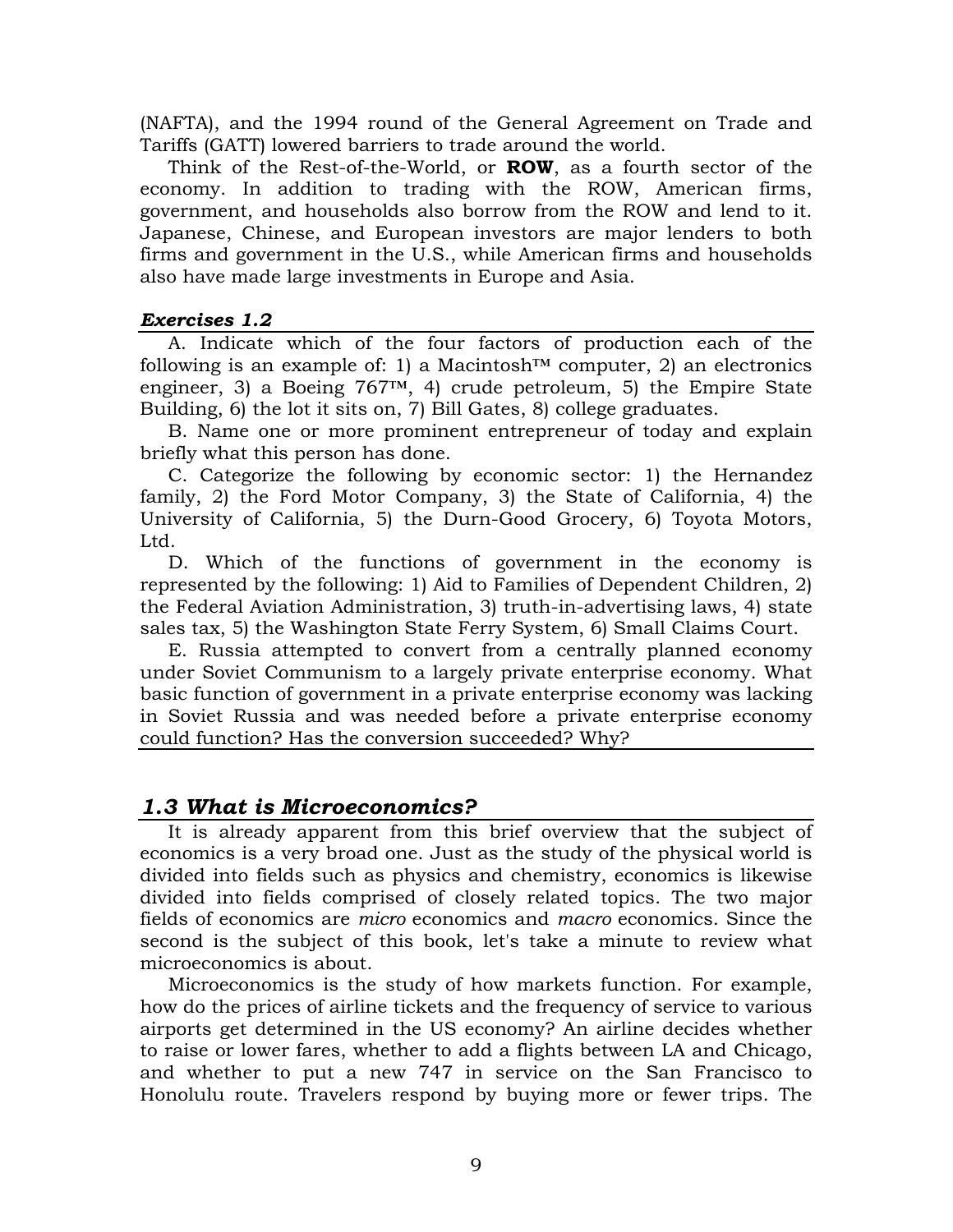(NAFTA), and the 1994 round of the General Agreement on Trade and Tariffs (GATT) lowered barriers to trade around the world.

Think of the Rest-of-the-World, or **ROW**, as a fourth sector of the economy. In addition to trading with the ROW, American firms, government, and households also borrow from the ROW and lend to it. Japanese, Chinese, and European investors are major lenders to both firms and government in the U.S., while American firms and households also have made large investments in Europe and Asia.

***Exercises 1.2***

A. Indicate which of the four factors of production each of the following is an example of: 1) a Macintosh™ computer, 2) an electronics engineer, 3) a Boeing 767™, 4) crude petroleum, 5) the Empire State Building, 6) the lot it sits on, 7) Bill Gates, 8) college graduates.

B. Name one or more prominent entrepreneur of today and explain briefly what this person has done.

C. Categorize the following by economic sector: 1) the Hernandez family, 2) the Ford Motor Company, 3) the State of California, 4) the University of California, 5) the Durn-Good Grocery, 6) Toyota Motors, Ltd.

D. Which of the functions of government in the economy is represented by the following: 1) Aid to Families of Dependent Children, 2) the Federal Aviation Administration, 3) truth-in-advertising laws, 4) state sales tax, 5) the Washington State Ferry System, 6) Small Claims Court.

E. Russia attempted to convert from a centrally planned economy under Soviet Communism to a largely private enterprise economy. What basic function of government in a private enterprise economy was lacking in Soviet Russia and was needed before a private enterprise economy could function? Has the conversion succeeded? Why?

## *1.3 What is Microeconomics?*

It is already apparent from this brief overview that the subject of economics is a very broad one. Just as the study of the physical world is divided into fields such as physics and chemistry, economics is likewise divided into fields comprised of closely related topics. The two major fields of economics are *micro* economics and *macro* economics. Since the second is the subject of this book, let's take a minute to review what microeconomics is about.

Microeconomics is the study of how markets function. For example, how do the prices of airline tickets and the frequency of service to various airports get determined in the US economy? An airline decides whether to raise or lower fares, whether to add a flights between LA and Chicago, and whether to put a new 747 in service on the San Francisco to Honolulu route. Travelers respond by buying more or fewer trips. The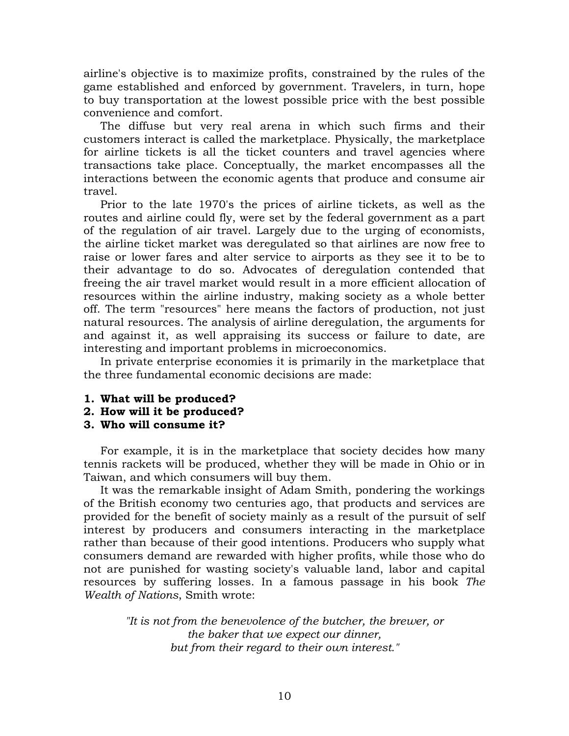airline's objective is to maximize profits, constrained by the rules of the game established and enforced by government. Travelers, in turn, hope to buy transportation at the lowest possible price with the best possible convenience and comfort.

The diffuse but very real arena in which such firms and their customers interact is called the marketplace. Physically, the marketplace for airline tickets is all the ticket counters and travel agencies where transactions take place. Conceptually, the market encompasses all the interactions between the economic agents that produce and consume air travel.

Prior to the late 1970's the prices of airline tickets, as well as the routes and airline could fly, were set by the federal government as a part of the regulation of air travel. Largely due to the urging of economists, the airline ticket market was deregulated so that airlines are now free to raise or lower fares and alter service to airports as they see it to be to their advantage to do so. Advocates of deregulation contended that freeing the air travel market would result in a more efficient allocation of resources within the airline industry, making society as a whole better off. The term "resources" here means the factors of production, not just natural resources. The analysis of airline deregulation, the arguments for and against it, as well appraising its success or failure to date, are interesting and important problems in microeconomics.

In private enterprise economies it is primarily in the marketplace that the three fundamental economic decisions are made:

1. **What will be produced?**
2. **How will it be produced?**
3. **Who will consume it?**

For example, it is in the marketplace that society decides how many tennis rackets will be produced, whether they will be made in Ohio or in Taiwan, and which consumers will buy them.

It was the remarkable insight of Adam Smith, pondering the workings of the British economy two centuries ago, that products and services are provided for the benefit of society mainly as a result of the pursuit of self interest by producers and consumers interacting in the marketplace rather than because of their good intentions. Producers who supply what consumers demand are rewarded with higher profits, while those who do not are punished for wasting society's valuable land, labor and capital resources by suffering losses. In a famous passage in his book *The Wealth of Nations*, Smith wrote:

> *"It is not from the benevolence of the butcher, the brewer, or the baker that we expect our dinner, but from their regard to their own interest."*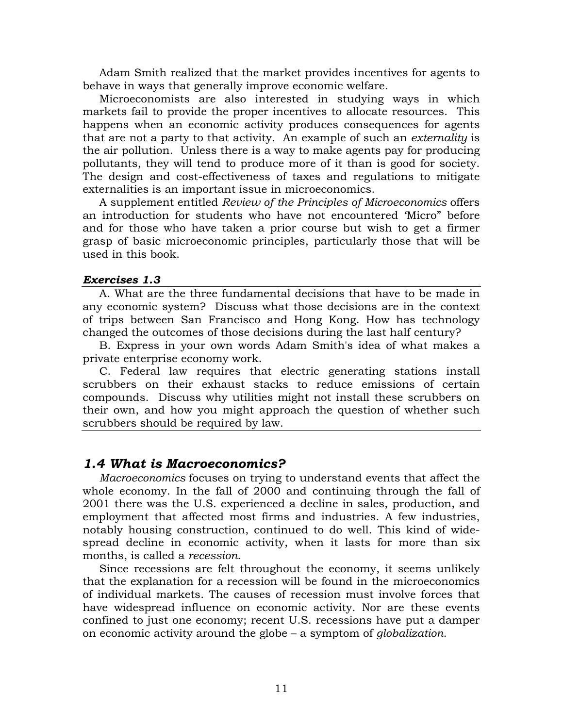Adam Smith realized that the market provides incentives for agents to behave in ways that generally improve economic welfare.

Microeconomists are also interested in studying ways in which markets fail to provide the proper incentives to allocate resources. This happens when an economic activity produces consequences for agents that are not a party to that activity. An example of such an *externality* is the air pollution. Unless there is a way to make agents pay for producing pollutants, they will tend to produce more of it than is good for society. The design and cost-effectiveness of taxes and regulations to mitigate externalities is an important issue in microeconomics.

A supplement entitled *Review of the Principles of Microeconomics* offers an introduction for students who have not encountered 'Micro" before and for those who have taken a prior course but wish to get a firmer grasp of basic microeconomic principles, particularly those that will be used in this book.

***Exercises 1.3***

A. What are the three fundamental decisions that have to be made in any economic system? Discuss what those decisions are in the context of trips between San Francisco and Hong Kong. How has technology changed the outcomes of those decisions during the last half century?

B. Express in your own words Adam Smith's idea of what makes a private enterprise economy work.

C. Federal law requires that electric generating stations install scrubbers on their exhaust stacks to reduce emissions of certain compounds. Discuss why utilities might not install these scrubbers on their own, and how you might approach the question of whether such scrubbers should be required by law.

## *1.4 What is Macroeconomics?*

*Macroeconomics* focuses on trying to understand events that affect the whole economy. In the fall of 2000 and continuing through the fall of 2001 there was the U.S. experienced a decline in sales, production, and employment that affected most firms and industries. A few industries, notably housing construction, continued to do well. This kind of wide-spread decline in economic activity, when it lasts for more than six months, is called a *recession*.

Since recessions are felt throughout the economy, it seems unlikely that the explanation for a recession will be found in the microeconomics of individual markets. The causes of recession must involve forces that have widespread influence on economic activity. Nor are these events confined to just one economy; recent U.S. recessions have put a damper on economic activity around the globe – a symptom of *globalization*.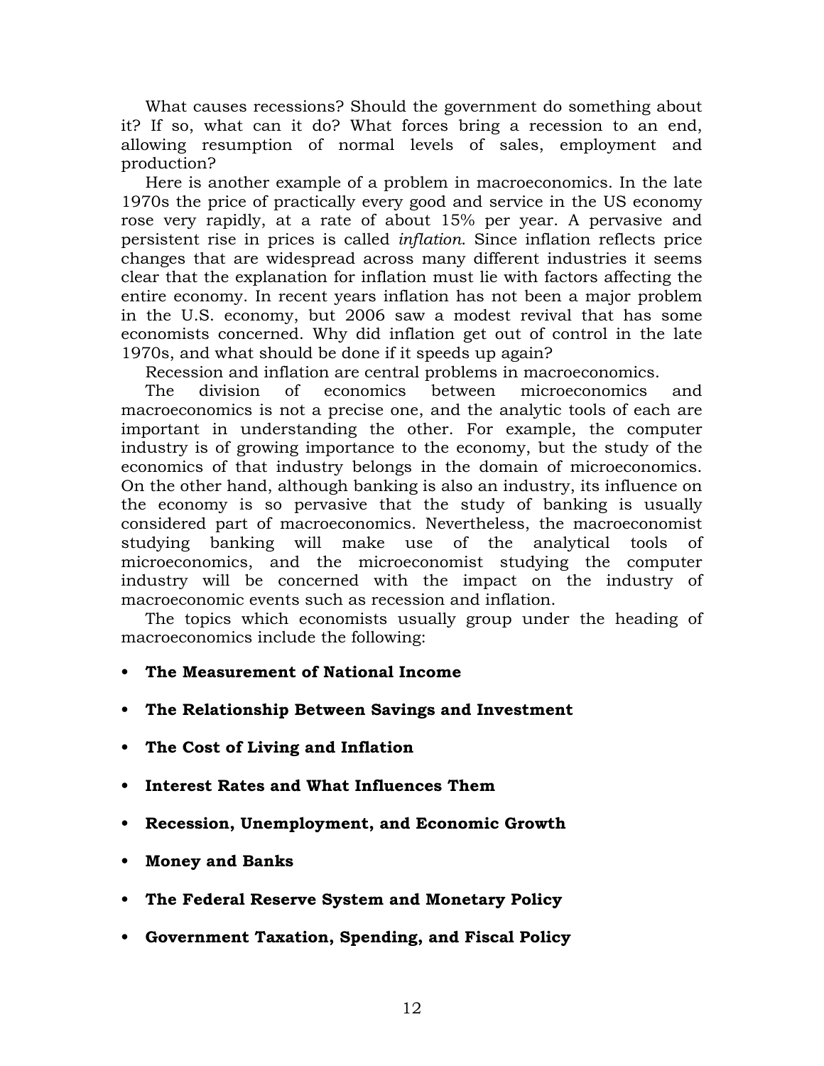What causes recessions? Should the government do something about it? If so, what can it do? What forces bring a recession to an end, allowing resumption of normal levels of sales, employment and production?

Here is another example of a problem in macroeconomics. In the late 1970s the price of practically every good and service in the US economy rose very rapidly, at a rate of about 15% per year. A pervasive and persistent rise in prices is called *inflation*. Since inflation reflects price changes that are widespread across many different industries it seems clear that the explanation for inflation must lie with factors affecting the entire economy. In recent years inflation has not been a major problem in the U.S. economy, but 2006 saw a modest revival that has some economists concerned. Why did inflation get out of control in the late 1970s, and what should be done if it speeds up again?

Recession and inflation are central problems in macroeconomics.

The division of economics between microeconomics and macroeconomics is not a precise one, and the analytic tools of each are important in understanding the other. For example, the computer industry is of growing importance to the economy, but the study of the economics of that industry belongs in the domain of microeconomics. On the other hand, although banking is also an industry, its influence on the economy is so pervasive that the study of banking is usually considered part of macroeconomics. Nevertheless, the macroeconomist studying banking will make use of the analytical tools of microeconomics, and the microeconomist studying the computer industry will be concerned with the impact on the industry of macroeconomic events such as recession and inflation.

The topics which economists usually group under the heading of macroeconomics include the following:

- **The Measurement of National Income**
- **The Relationship Between Savings and Investment**
- **The Cost of Living and Inflation**
- **Interest Rates and What Influences Them**
- **Recession, Unemployment, and Economic Growth**
- **Money and Banks**
- **The Federal Reserve System and Monetary Policy**
- **Government Taxation, Spending, and Fiscal Policy**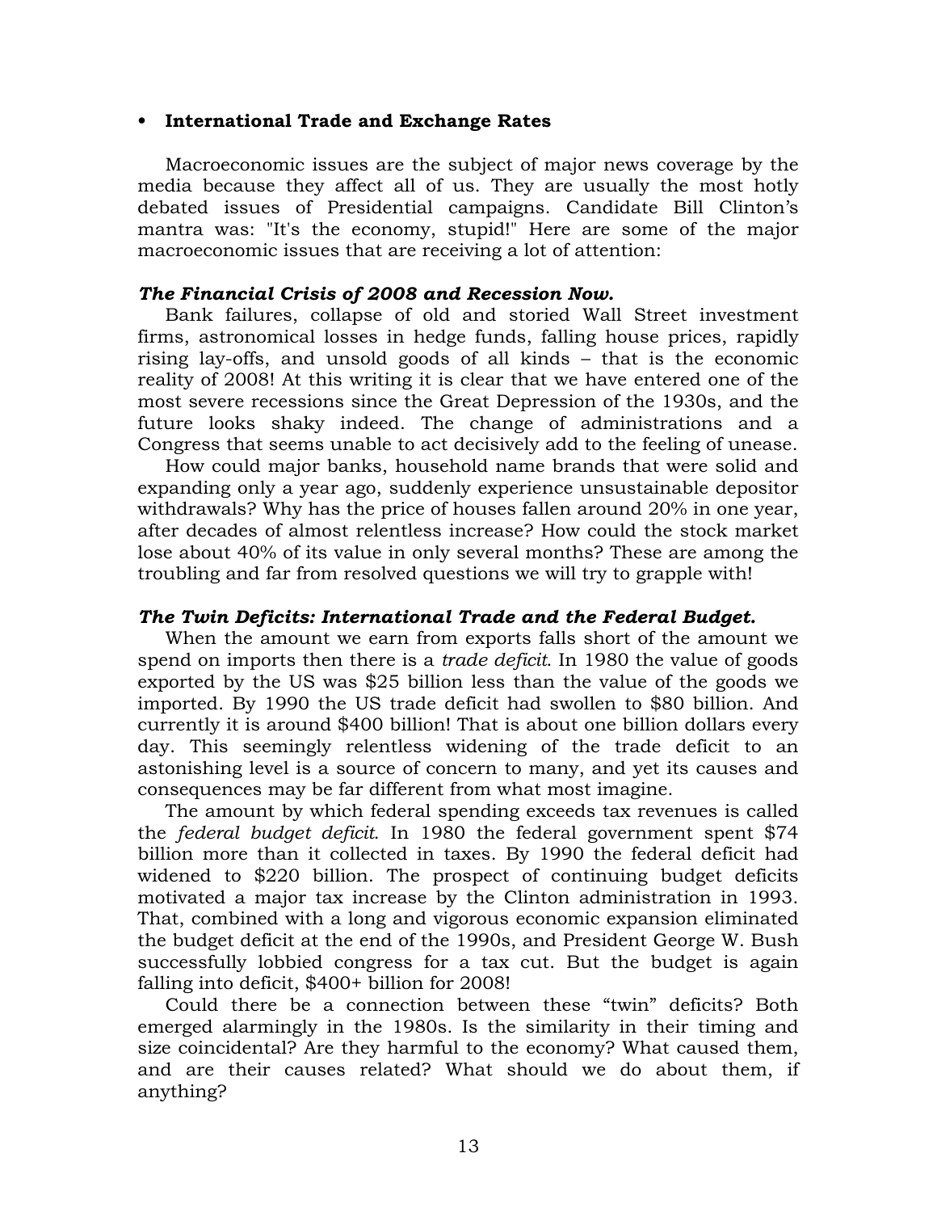- **International Trade and Exchange Rates**

Macroeconomic issues are the subject of major news coverage by the media because they affect all of us. They are usually the most hotly debated issues of Presidential campaigns. Candidate Bill Clinton's mantra was: "It's the economy, stupid!" Here are some of the major macroeconomic issues that are receiving a lot of attention:

***The Financial Crisis of 2008 and Recession Now.***

Bank failures, collapse of old and storied Wall Street investment firms, astronomical losses in hedge funds, falling house prices, rapidly rising lay-offs, and unsold goods of all kinds – that is the economic reality of 2008! At this writing it is clear that we have entered one of the most severe recessions since the Great Depression of the 1930s, and the future looks shaky indeed. The change of administrations and a Congress that seems unable to act decisively add to the feeling of unease.

How could major banks, household name brands that were solid and expanding only a year ago, suddenly experience unsustainable depositor withdrawals? Why has the price of houses fallen around 20% in one year, after decades of almost relentless increase? How could the stock market lose about 40% of its value in only several months? These are among the troubling and far from resolved questions we will try to grapple with!

***The Twin Deficits: International Trade and the Federal Budget.***

When the amount we earn from exports falls short of the amount we spend on imports then there is a *trade deficit*. In 1980 the value of goods exported by the US was $25 billion less than the value of the goods we imported. By 1990 the US trade deficit had swollen to $80 billion. And currently it is around $400 billion! That is about one billion dollars every day. This seemingly relentless widening of the trade deficit to an astonishing level is a source of concern to many, and yet its causes and consequences may be far different from what most imagine.

The amount by which federal spending exceeds tax revenues is called the *federal budget deficit*. In 1980 the federal government spent $74 billion more than it collected in taxes. By 1990 the federal deficit had widened to $220 billion. The prospect of continuing budget deficits motivated a major tax increase by the Clinton administration in 1993. That, combined with a long and vigorous economic expansion eliminated the budget deficit at the end of the 1990s, and President George W. Bush successfully lobbied congress for a tax cut. But the budget is again falling into deficit, $400+ billion for 2008!

Could there be a connection between these "twin" deficits? Both emerged alarmingly in the 1980s. Is the similarity in their timing and size coincidental? Are they harmful to the economy? What caused them, and are their causes related? What should we do about them, if anything?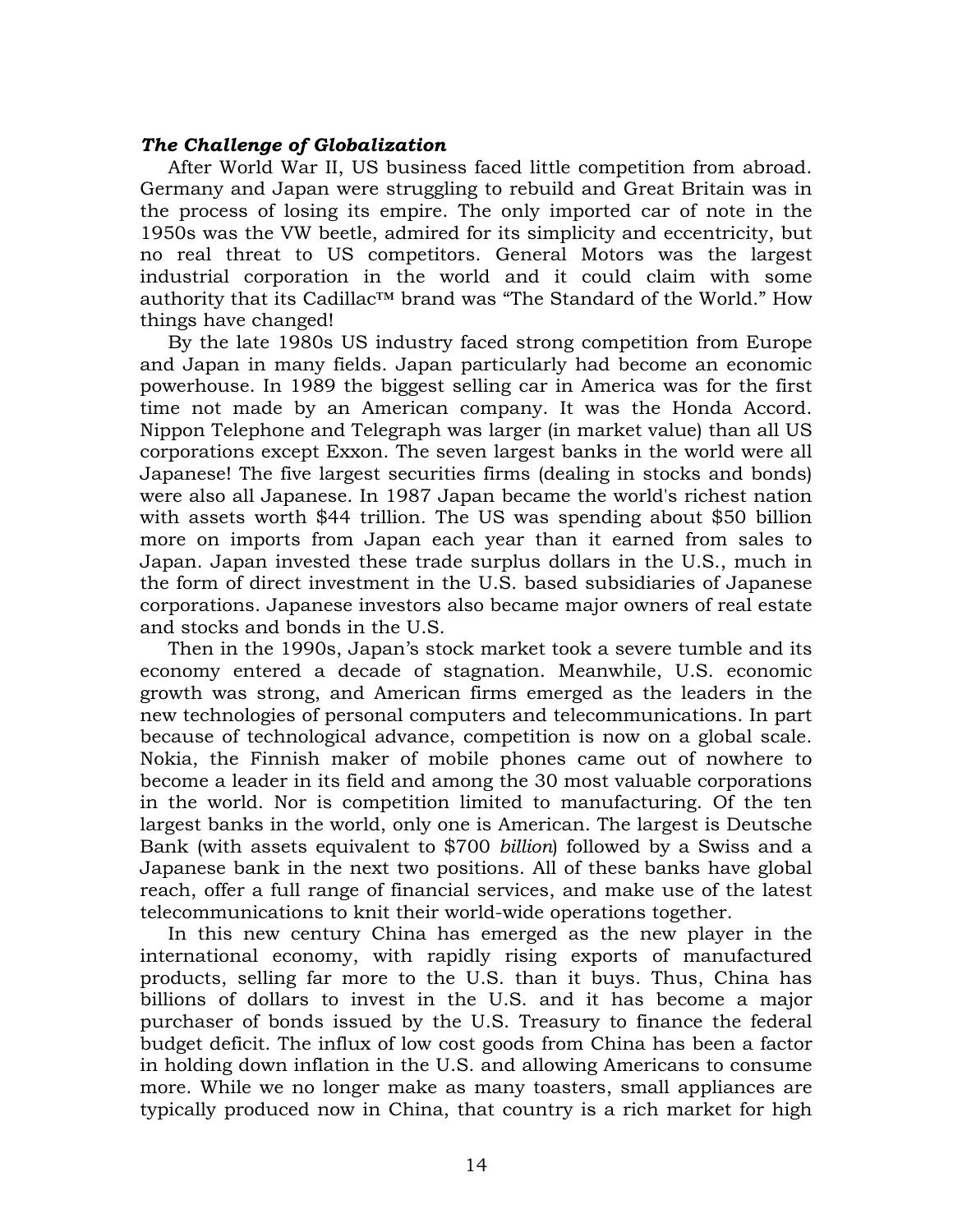***The Challenge of Globalization***

After World War II, US business faced little competition from abroad. Germany and Japan were struggling to rebuild and Great Britain was in the process of losing its empire. The only imported car of note in the 1950s was the VW beetle, admired for its simplicity and eccentricity, but no real threat to US competitors. General Motors was the largest industrial corporation in the world and it could claim with some authority that its Cadillac™ brand was "The Standard of the World." How things have changed!

By the late 1980s US industry faced strong competition from Europe and Japan in many fields. Japan particularly had become an economic powerhouse. In 1989 the biggest selling car in America was for the first time not made by an American company. It was the Honda Accord. Nippon Telephone and Telegraph was larger (in market value) than all US corporations except Exxon. The seven largest banks in the world were all Japanese! The five largest securities firms (dealing in stocks and bonds) were also all Japanese. In 1987 Japan became the world's richest nation with assets worth $44 trillion. The US was spending about $50 billion more on imports from Japan each year than it earned from sales to Japan. Japan invested these trade surplus dollars in the U.S., much in the form of direct investment in the U.S. based subsidiaries of Japanese corporations. Japanese investors also became major owners of real estate and stocks and bonds in the U.S.

Then in the 1990s, Japan's stock market took a severe tumble and its economy entered a decade of stagnation. Meanwhile, U.S. economic growth was strong, and American firms emerged as the leaders in the new technologies of personal computers and telecommunications. In part because of technological advance, competition is now on a global scale. Nokia, the Finnish maker of mobile phones came out of nowhere to become a leader in its field and among the 30 most valuable corporations in the world. Nor is competition limited to manufacturing. Of the ten largest banks in the world, only one is American. The largest is Deutsche Bank (with assets equivalent to $700 *billion*) followed by a Swiss and a Japanese bank in the next two positions. All of these banks have global reach, offer a full range of financial services, and make use of the latest telecommunications to knit their world-wide operations together.

In this new century China has emerged as the new player in the international economy, with rapidly rising exports of manufactured products, selling far more to the U.S. than it buys. Thus, China has billions of dollars to invest in the U.S. and it has become a major purchaser of bonds issued by the U.S. Treasury to finance the federal budget deficit. The influx of low cost goods from China has been a factor in holding down inflation in the U.S. and allowing Americans to consume more. While we no longer make as many toasters, small appliances are typically produced now in China, that country is a rich market for high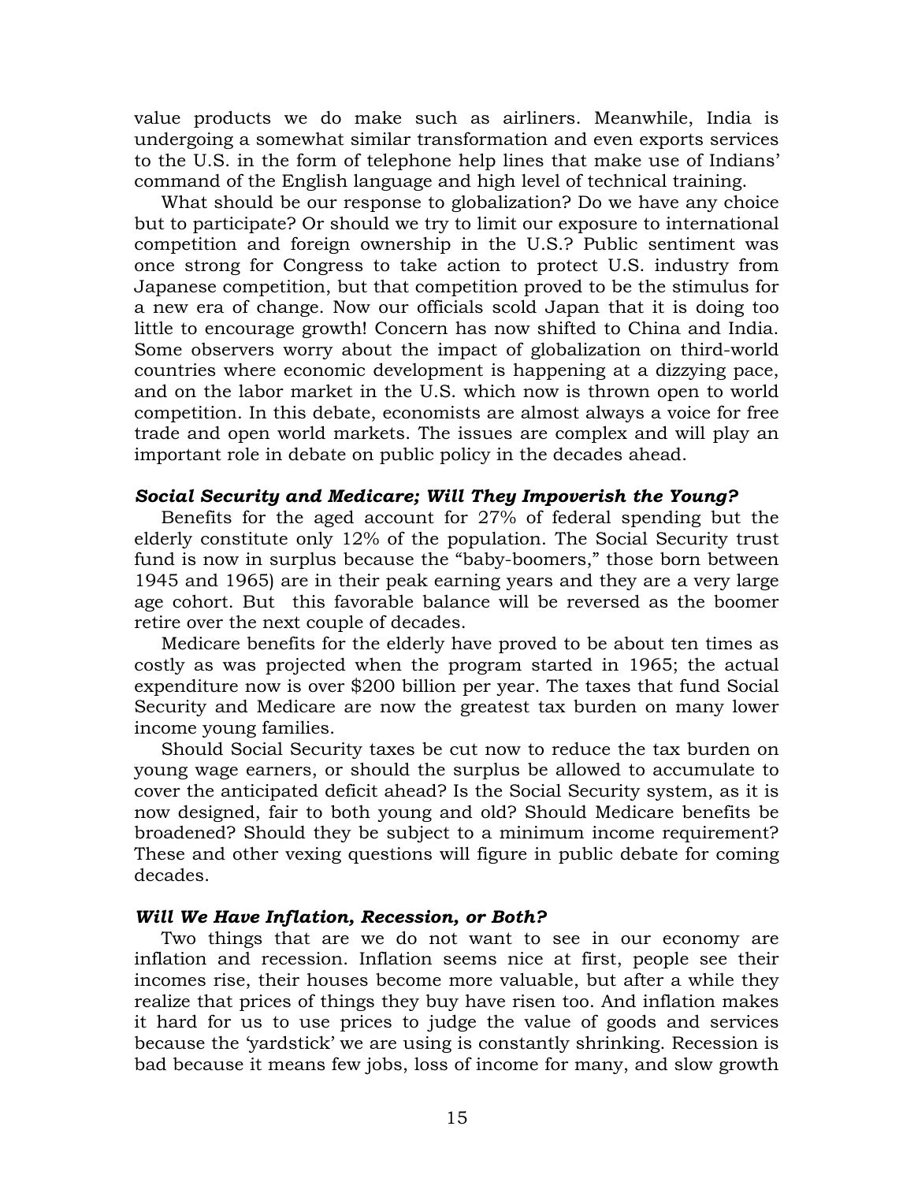value products we do make such as airliners. Meanwhile, India is undergoing a somewhat similar transformation and even exports services to the U.S. in the form of telephone help lines that make use of Indians' command of the English language and high level of technical training.

What should be our response to globalization? Do we have any choice but to participate? Or should we try to limit our exposure to international competition and foreign ownership in the U.S.? Public sentiment was once strong for Congress to take action to protect U.S. industry from Japanese competition, but that competition proved to be the stimulus for a new era of change. Now our officials scold Japan that it is doing too little to encourage growth! Concern has now shifted to China and India. Some observers worry about the impact of globalization on third-world countries where economic development is happening at a dizzying pace, and on the labor market in the U.S. which now is thrown open to world competition. In this debate, economists are almost always a voice for free trade and open world markets. The issues are complex and will play an important role in debate on public policy in the decades ahead.

### *Social Security and Medicare; Will They Impoverish the Young?*

Benefits for the aged account for 27% of federal spending but the elderly constitute only 12% of the population. The Social Security trust fund is now in surplus because the "baby-boomers," those born between 1945 and 1965) are in their peak earning years and they are a very large age cohort. But this favorable balance will be reversed as the boomer retire over the next couple of decades.

Medicare benefits for the elderly have proved to be about ten times as costly as was projected when the program started in 1965; the actual expenditure now is over $200 billion per year. The taxes that fund Social Security and Medicare are now the greatest tax burden on many lower income young families.

Should Social Security taxes be cut now to reduce the tax burden on young wage earners, or should the surplus be allowed to accumulate to cover the anticipated deficit ahead? Is the Social Security system, as it is now designed, fair to both young and old? Should Medicare benefits be broadened? Should they be subject to a minimum income requirement? These and other vexing questions will figure in public debate for coming decades.

### *Will We Have Inflation, Recession, or Both?*

Two things that are we do not want to see in our economy are inflation and recession. Inflation seems nice at first, people see their incomes rise, their houses become more valuable, but after a while they realize that prices of things they buy have risen too. And inflation makes it hard for us to use prices to judge the value of goods and services because the 'yardstick' we are using is constantly shrinking. Recession is bad because it means few jobs, loss of income for many, and slow growth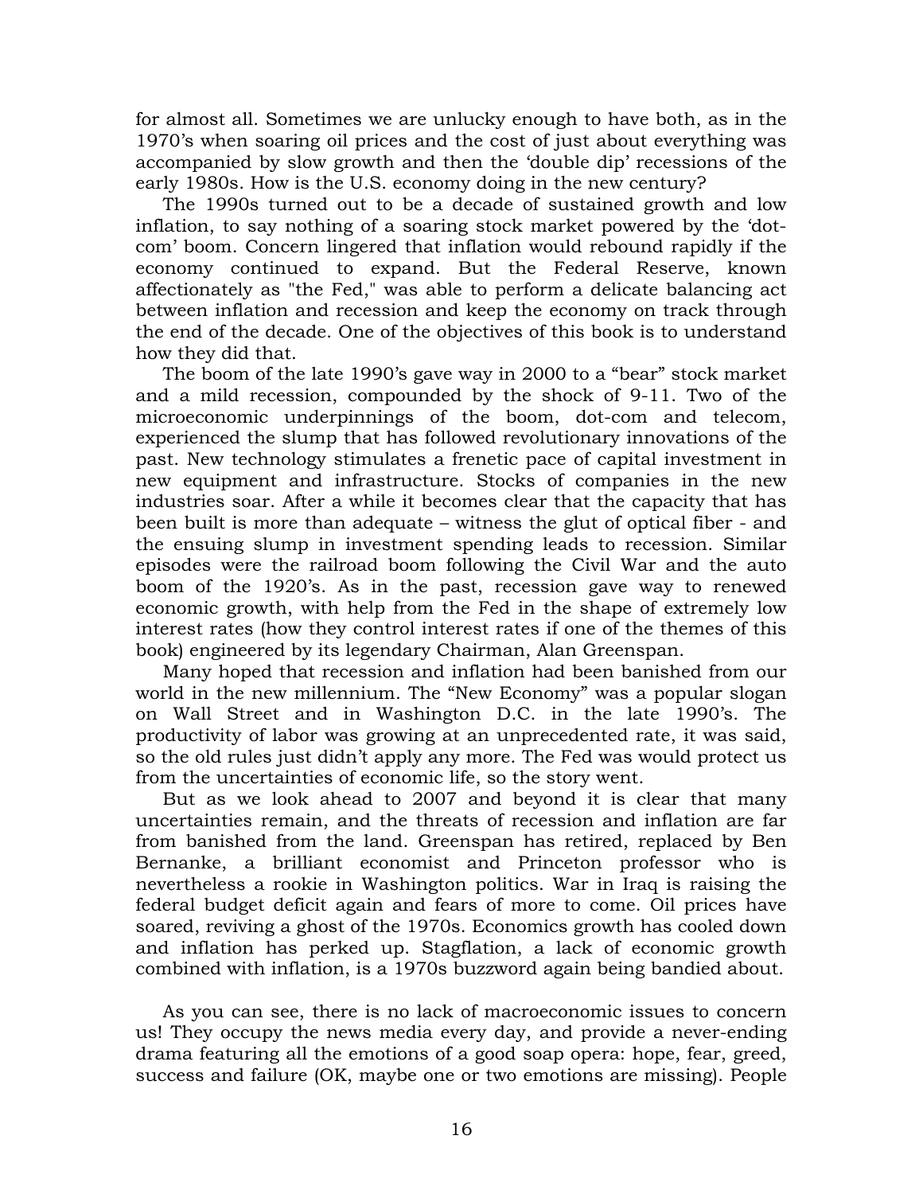for almost all. Sometimes we are unlucky enough to have both, as in the 1970's when soaring oil prices and the cost of just about everything was accompanied by slow growth and then the 'double dip' recessions of the early 1980s. How is the U.S. economy doing in the new century?

The 1990s turned out to be a decade of sustained growth and low inflation, to say nothing of a soaring stock market powered by the 'dot-com' boom. Concern lingered that inflation would rebound rapidly if the economy continued to expand. But the Federal Reserve, known affectionately as "the Fed," was able to perform a delicate balancing act between inflation and recession and keep the economy on track through the end of the decade. One of the objectives of this book is to understand how they did that.

The boom of the late 1990's gave way in 2000 to a "bear" stock market and a mild recession, compounded by the shock of 9-11. Two of the microeconomic underpinnings of the boom, dot-com and telecom, experienced the slump that has followed revolutionary innovations of the past. New technology stimulates a frenetic pace of capital investment in new equipment and infrastructure. Stocks of companies in the new industries soar. After a while it becomes clear that the capacity that has been built is more than adequate – witness the glut of optical fiber - and the ensuing slump in investment spending leads to recession. Similar episodes were the railroad boom following the Civil War and the auto boom of the 1920's. As in the past, recession gave way to renewed economic growth, with help from the Fed in the shape of extremely low interest rates (how they control interest rates if one of the themes of this book) engineered by its legendary Chairman, Alan Greenspan.

Many hoped that recession and inflation had been banished from our world in the new millennium. The "New Economy" was a popular slogan on Wall Street and in Washington D.C. in the late 1990's. The productivity of labor was growing at an unprecedented rate, it was said, so the old rules just didn't apply any more. The Fed was would protect us from the uncertainties of economic life, so the story went.

But as we look ahead to 2007 and beyond it is clear that many uncertainties remain, and the threats of recession and inflation are far from banished from the land. Greenspan has retired, replaced by Ben Bernanke, a brilliant economist and Princeton professor who is nevertheless a rookie in Washington politics. War in Iraq is raising the federal budget deficit again and fears of more to come. Oil prices have soared, reviving a ghost of the 1970s. Economics growth has cooled down and inflation has perked up. Stagflation, a lack of economic growth combined with inflation, is a 1970s buzzword again being bandied about.

As you can see, there is no lack of macroeconomic issues to concern us! They occupy the news media every day, and provide a never-ending drama featuring all the emotions of a good soap opera: hope, fear, greed, success and failure (OK, maybe one or two emotions are missing). People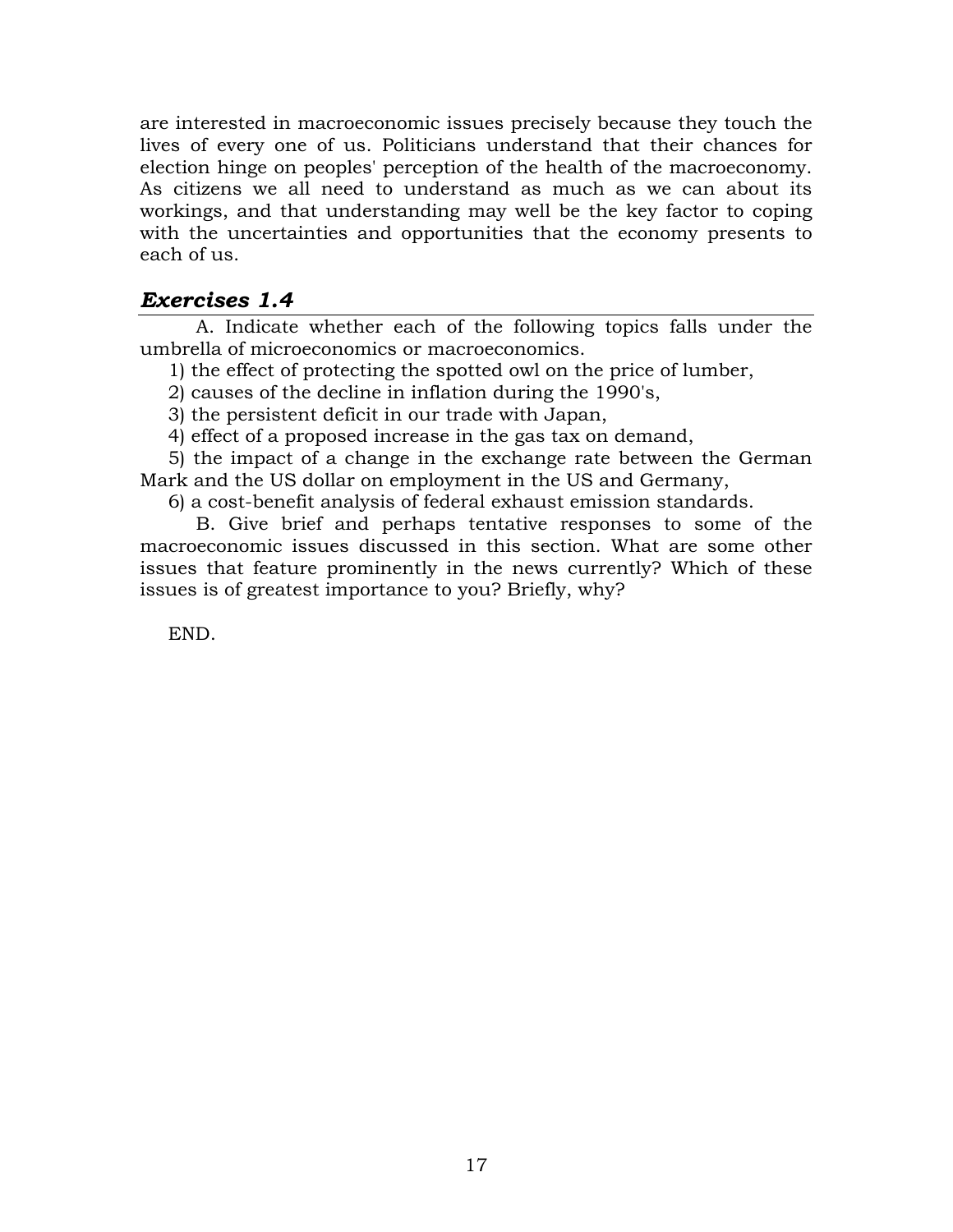are interested in macroeconomic issues precisely because they touch the lives of every one of us. Politicians understand that their chances for election hinge on peoples' perception of the health of the macroeconomy. As citizens we all need to understand as much as we can about its workings, and that understanding may well be the key factor to coping with the uncertainties and opportunities that the economy presents to each of us.

## *Exercises 1.4*

A. Indicate whether each of the following topics falls under the umbrella of microeconomics or macroeconomics.

1) the effect of protecting the spotted owl on the price of lumber,

2) causes of the decline in inflation during the 1990's,

3) the persistent deficit in our trade with Japan,

4) effect of a proposed increase in the gas tax on demand,

5) the impact of a change in the exchange rate between the German Mark and the US dollar on employment in the US and Germany,

6) a cost-benefit analysis of federal exhaust emission standards.

B. Give brief and perhaps tentative responses to some of the macroeconomic issues discussed in this section. What are some other issues that feature prominently in the news currently? Which of these issues is of greatest importance to you? Briefly, why?

END.